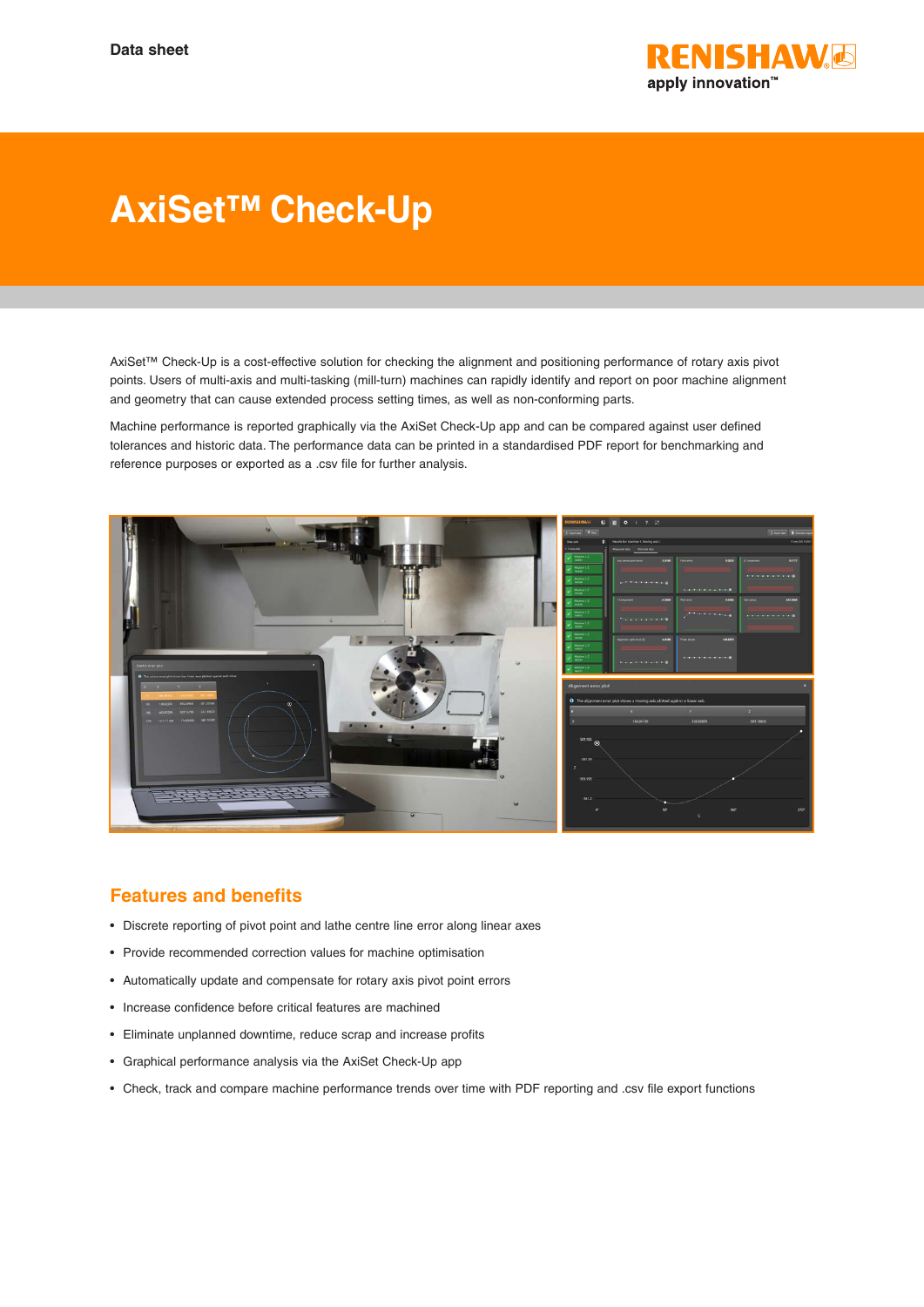Data sheet

# AxiSet™ Check-Up

AxiSet™ Check-Up is a cost-effective solution for checking the alignment and positioning performance of rotary axis pivot points. Users of multi-axis and multi-tasking (mill-turn) machines can rapidly identify and report on poor machine alignment and geometry that can cause extended process setting times, as well as non-conforming parts.

Machine performance is reported graphically via the AxiSet Check-Up app and can be compared against user defined tolerances and historic data. The performance data can be printed in a standardised PDF report for benchmarking and reference purposes or exported as a .csv file for further analysis.

## Features and benefits

- Discrete reporting of pivot point and lathe centre line error along linear axes
- Provide recommended correction values for machine optimisation
- Automatically update and compensate for rotary axis pivot point errors
- Increase confidence before critical features are machined
- Eliminate unplanned downtime, reduce scrap and increase profits
- Graphical performance analysis via the AxiSet Check-Up app
- Check, track and compare machine performance trends over time with PDF reporting and .csv file export functions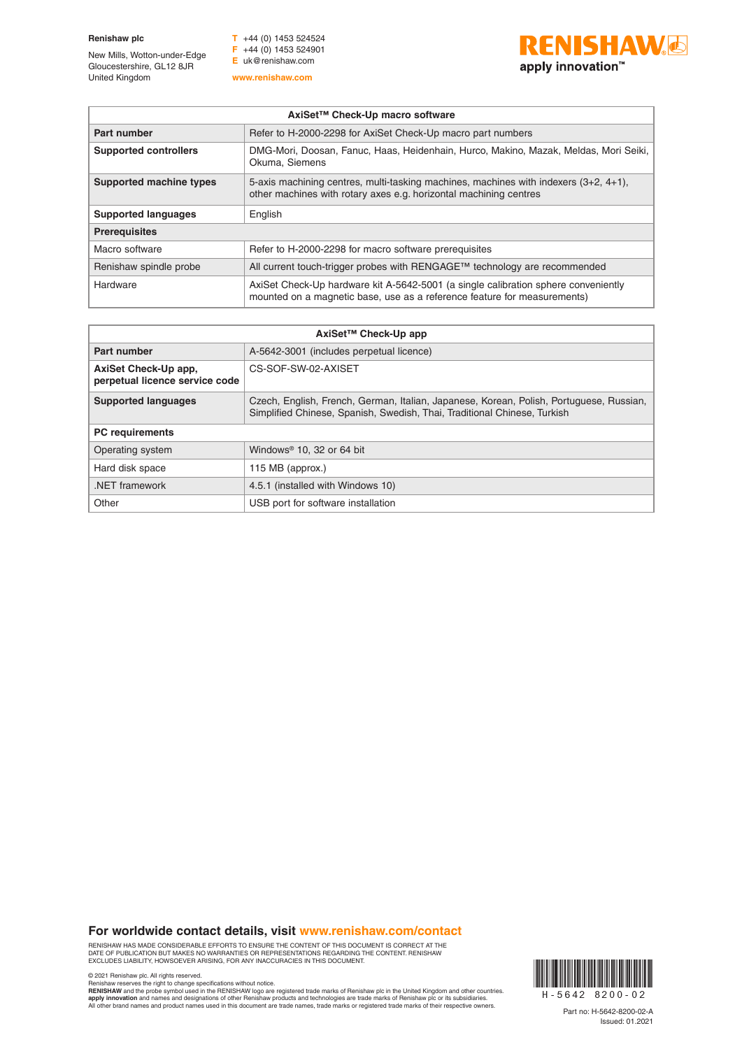**Renishaw plc**

New Mills, Wotton-under-Edge
Gloucestershire, GL12 8JR
United Kingdom

**T** +44 (0) 1453 524524
**F** +44 (0) 1453 524901
**E** uk@renishaw.com

**www.renishaw.com**

RENISHAW
apply innovation™

| AxiSet™ Check-Up macro software | |
|---|---|
| **Part number** | Refer to H-2000-2298 for AxiSet Check-Up macro part numbers |
| **Supported controllers** | DMG-Mori, Doosan, Fanuc, Haas, Heidenhain, Hurco, Makino, Mazak, Meldas, Mori Seiki, Okuma, Siemens |
| **Supported machine types** | 5-axis machining centres, multi-tasking machines, machines with indexers (3+2, 4+1), other machines with rotary axes e.g. horizontal machining centres |
| **Supported languages** | English |
| **Prerequisites** | |
| Macro software | Refer to H-2000-2298 for macro software prerequisites |
| Renishaw spindle probe | All current touch-trigger probes with RENGAGE™ technology are recommended |
| Hardware | AxiSet Check-Up hardware kit A-5642-5001 (a single calibration sphere conveniently mounted on a magnetic base, use as a reference feature for measurements) |

| AxiSet™ Check-Up app | |
|---|---|
| **Part number** | A-5642-3001 (includes perpetual licence) |
| **AxiSet Check-Up app, perpetual licence service code** | CS-SOF-SW-02-AXISET |
| **Supported languages** | Czech, English, French, German, Italian, Japanese, Korean, Polish, Portuguese, Russian, Simplified Chinese, Spanish, Swedish, Thai, Traditional Chinese, Turkish |
| **PC requirements** | |
| Operating system | Windows® 10, 32 or 64 bit |
| Hard disk space | 115 MB (approx.) |
| .NET framework | 4.5.1 (installed with Windows 10) |
| Other | USB port for software installation |

## For worldwide contact details, visit www.renishaw.com/contact

RENISHAW HAS MADE CONSIDERABLE EFFORTS TO ENSURE THE CONTENT OF THIS DOCUMENT IS CORRECT AT THE DATE OF PUBLICATION BUT MAKES NO WARRANTIES OR REPRESENTATIONS REGARDING THE CONTENT. RENISHAW EXCLUDES LIABILITY, HOWSOEVER ARISING, FOR ANY INACCURACIES IN THIS DOCUMENT.

© 2021 Renishaw plc. All rights reserved.
Renishaw reserves the right to change specifications without notice.
**RENISHAW** and the probe symbol used in the RENISHAW logo are registered trade marks of Renishaw plc in the United Kingdom and other countries. **apply innovation** and names and designations of other Renishaw products and technologies are trade marks of Renishaw plc or its subsidiaries.
All other brand names and product names used in this document are trade names, trade marks or registered trade marks of their respective owners.

H-5642 8200-02

Part no: H-5642-8200-02-A
Issued: 01.2021